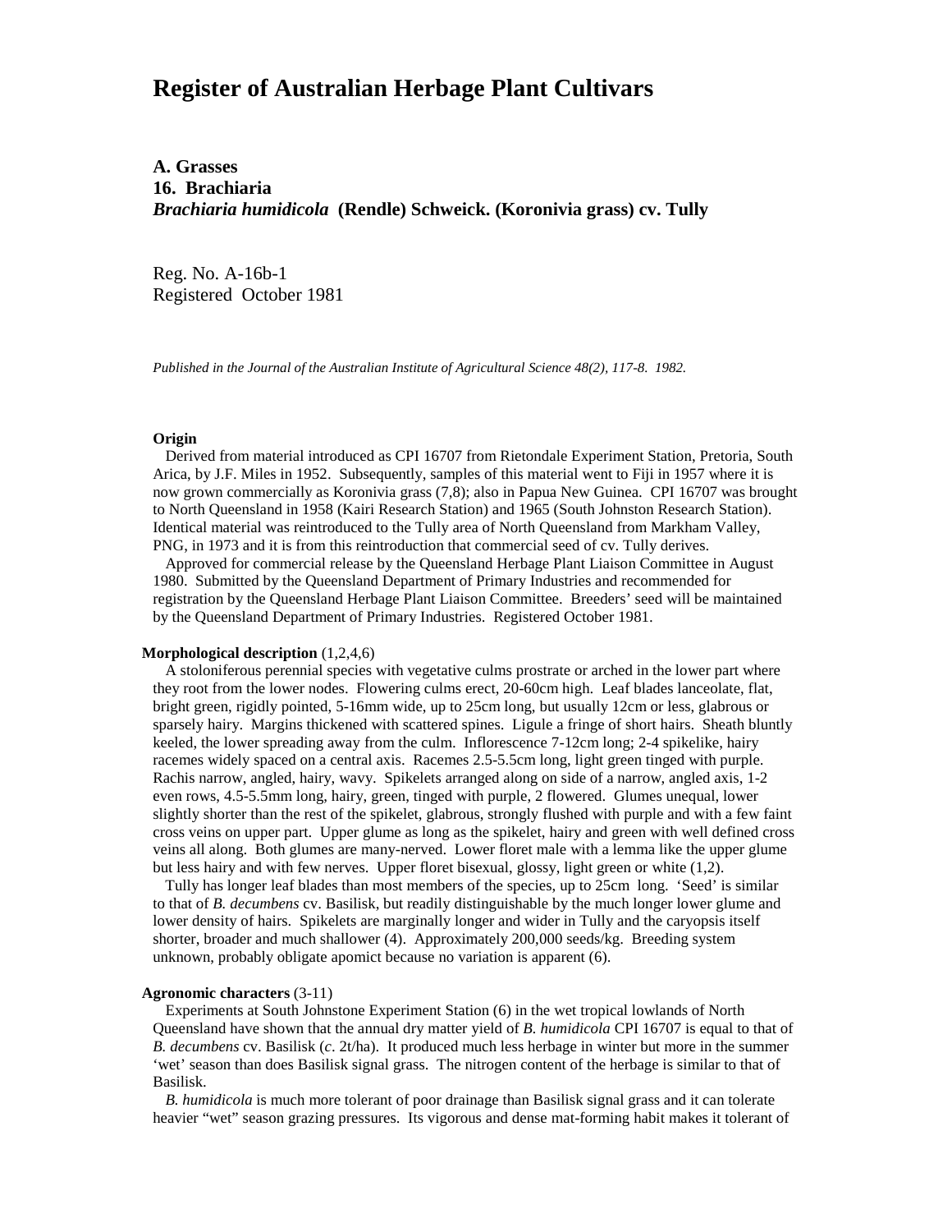# Register of Australian Herbage Plant Cultivars

## A. Grasses
## 16. Brachiaria
## *Brachiaria humidicola* (Rendle) Schweick. (Koronivia grass) cv. Tully

Reg. No. A-16b-1
Registered October 1981

*Published in the Journal of the Australian Institute of Agricultural Science 48(2), 117-8. 1982.*

**Origin**

Derived from material introduced as CPI 16707 from Rietondale Experiment Station, Pretoria, South Arica, by J.F. Miles in 1952. Subsequently, samples of this material went to Fiji in 1957 where it is now grown commercially as Koronivia grass (7,8); also in Papua New Guinea. CPI 16707 was brought to North Queensland in 1958 (Kairi Research Station) and 1965 (South Johnston Research Station). Identical material was reintroduced to the Tully area of North Queensland from Markham Valley, PNG, in 1973 and it is from this reintroduction that commercial seed of cv. Tully derives.

Approved for commercial release by the Queensland Herbage Plant Liaison Committee in August 1980. Submitted by the Queensland Department of Primary Industries and recommended for registration by the Queensland Herbage Plant Liaison Committee. Breeders' seed will be maintained by the Queensland Department of Primary Industries. Registered October 1981.

**Morphological description** (1,2,4,6)

A stoloniferous perennial species with vegetative culms prostrate or arched in the lower part where they root from the lower nodes. Flowering culms erect, 20-60cm high. Leaf blades lanceolate, flat, bright green, rigidly pointed, 5-16mm wide, up to 25cm long, but usually 12cm or less, glabrous or sparsely hairy. Margins thickened with scattered spines. Ligule a fringe of short hairs. Sheath bluntly keeled, the lower spreading away from the culm. Inflorescence 7-12cm long; 2-4 spikelike, hairy racemes widely spaced on a central axis. Racemes 2.5-5.5cm long, light green tinged with purple. Rachis narrow, angled, hairy, wavy. Spikelets arranged along on side of a narrow, angled axis, 1-2 even rows, 4.5-5.5mm long, hairy, green, tinged with purple, 2 flowered. Glumes unequal, lower slightly shorter than the rest of the spikelet, glabrous, strongly flushed with purple and with a few faint cross veins on upper part. Upper glume as long as the spikelet, hairy and green with well defined cross veins all along. Both glumes are many-nerved. Lower floret male with a lemma like the upper glume but less hairy and with few nerves. Upper floret bisexual, glossy, light green or white (1,2).

Tully has longer leaf blades than most members of the species, up to 25cm long. 'Seed' is similar to that of *B. decumbens* cv. Basilisk, but readily distinguishable by the much longer lower glume and lower density of hairs. Spikelets are marginally longer and wider in Tully and the caryopsis itself shorter, broader and much shallower (4). Approximately 200,000 seeds/kg. Breeding system unknown, probably obligate apomict because no variation is apparent (6).

**Agronomic characters** (3-11)

Experiments at South Johnstone Experiment Station (6) in the wet tropical lowlands of North Queensland have shown that the annual dry matter yield of *B. humidicola* CPI 16707 is equal to that of *B. decumbens* cv. Basilisk (*c*. 2t/ha). It produced much less herbage in winter but more in the summer 'wet' season than does Basilisk signal grass. The nitrogen content of the herbage is similar to that of Basilisk.

*B. humidicola* is much more tolerant of poor drainage than Basilisk signal grass and it can tolerate heavier "wet" season grazing pressures. Its vigorous and dense mat-forming habit makes it tolerant of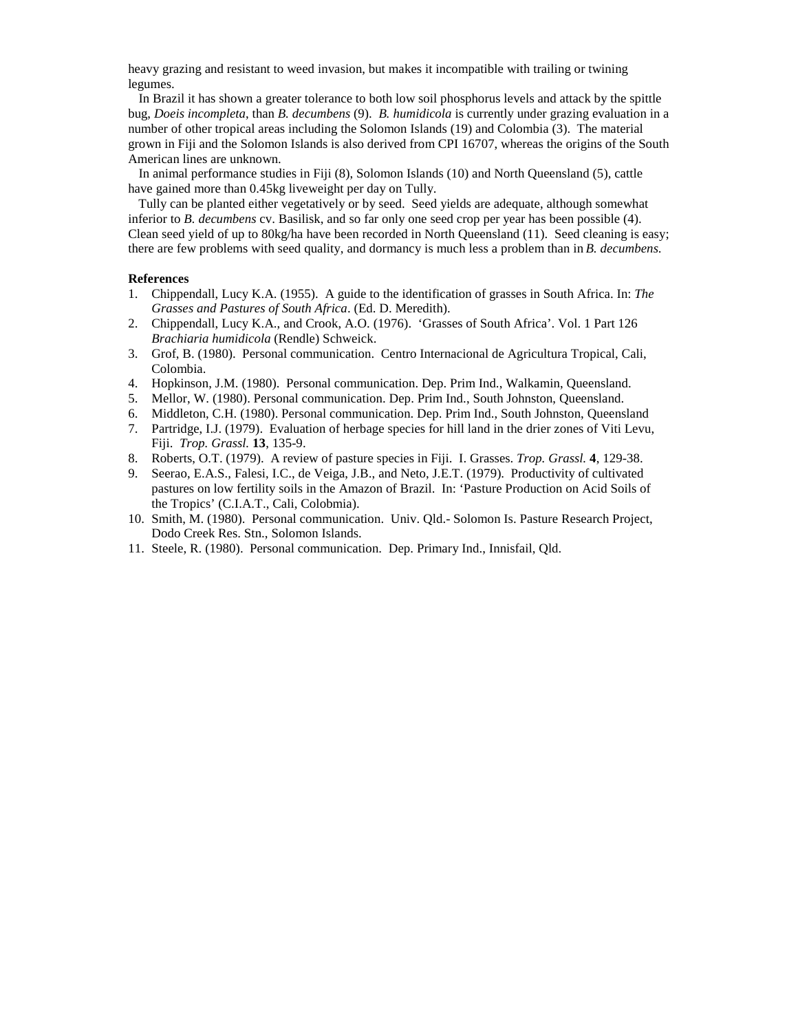heavy grazing and resistant to weed invasion, but makes it incompatible with trailing or twining legumes.

In Brazil it has shown a greater tolerance to both low soil phosphorus levels and attack by the spittle bug, *Doeis incompleta*, than *B. decumbens* (9). *B. humidicola* is currently under grazing evaluation in a number of other tropical areas including the Solomon Islands (19) and Colombia (3). The material grown in Fiji and the Solomon Islands is also derived from CPI 16707, whereas the origins of the South American lines are unknown.

In animal performance studies in Fiji (8), Solomon Islands (10) and North Queensland (5), cattle have gained more than 0.45kg liveweight per day on Tully.

Tully can be planted either vegetatively or by seed. Seed yields are adequate, although somewhat inferior to *B. decumbens* cv. Basilisk, and so far only one seed crop per year has been possible (4). Clean seed yield of up to 80kg/ha have been recorded in North Queensland (11). Seed cleaning is easy; there are few problems with seed quality, and dormancy is much less a problem than in *B. decumbens.*

**References**

1. Chippendall, Lucy K.A. (1955). A guide to the identification of grasses in South Africa. In: *The Grasses and Pastures of South Africa*. (Ed. D. Meredith).
2. Chippendall, Lucy K.A., and Crook, A.O. (1976). 'Grasses of South Africa'. Vol. 1 Part 126 *Brachiaria humidicola* (Rendle) Schweick.
3. Grof, B. (1980). Personal communication. Centro Internacional de Agricultura Tropical, Cali, Colombia.
4. Hopkinson, J.M. (1980). Personal communication. Dep. Prim Ind., Walkamin, Queensland.
5. Mellor, W. (1980). Personal communication. Dep. Prim Ind., South Johnston, Queensland.
6. Middleton, C.H. (1980). Personal communication. Dep. Prim Ind., South Johnston, Queensland
7. Partridge, I.J. (1979). Evaluation of herbage species for hill land in the drier zones of Viti Levu, Fiji. *Trop. Grassl.* **13**, 135-9.
8. Roberts, O.T. (1979). A review of pasture species in Fiji. I. Grasses. *Trop. Grassl.* **4**, 129-38.
9. Seerao, E.A.S., Falesi, I.C., de Veiga, J.B., and Neto, J.E.T. (1979). Productivity of cultivated pastures on low fertility soils in the Amazon of Brazil. In: 'Pasture Production on Acid Soils of the Tropics' (C.I.A.T., Cali, Colobmia).
10. Smith, M. (1980). Personal communication. Univ. Qld.- Solomon Is. Pasture Research Project, Dodo Creek Res. Stn., Solomon Islands.
11. Steele, R. (1980). Personal communication. Dep. Primary Ind., Innisfail, Qld.